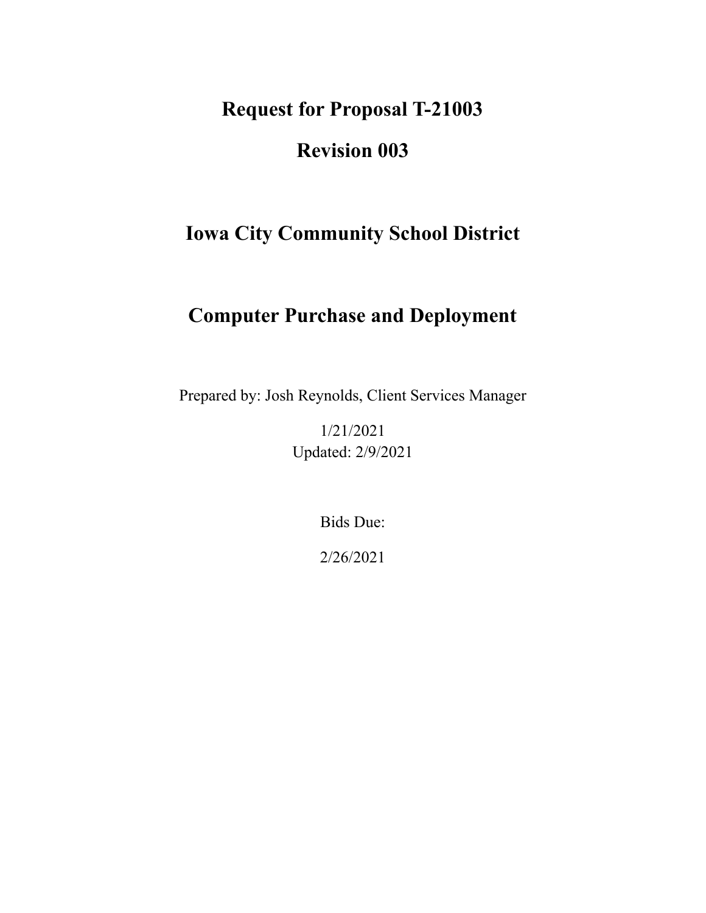# Request for Proposal T-21003

# Revision 003

# Iowa City Community School District

# Computer Purchase and Deployment

Prepared by: Josh Reynolds, Client Services Manager

1/21/2021
Updated: 2/9/2021

Bids Due:

2/26/2021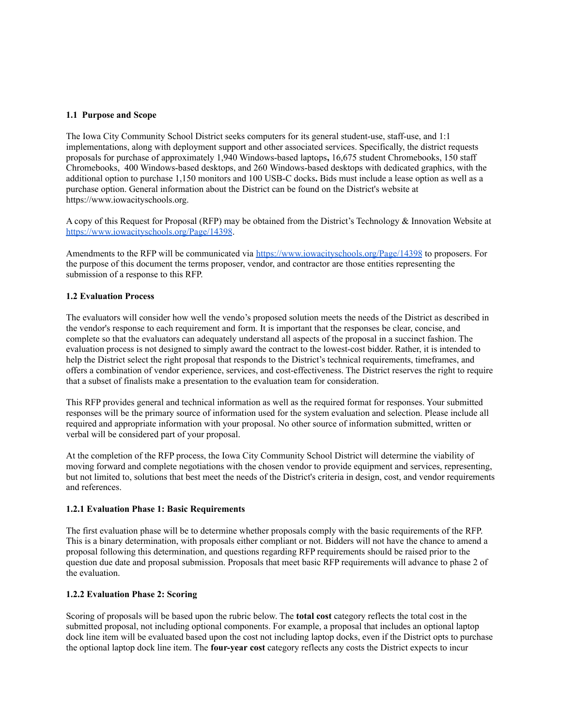### 1.1 Purpose and Scope

The Iowa City Community School District seeks computers for its general student-use, staff-use, and 1:1 implementations, along with deployment support and other associated services. Specifically, the district requests proposals for purchase of approximately 1,940 Windows-based laptops**,** 16,675 student Chromebooks, 150 staff Chromebooks, 400 Windows-based desktops, and 260 Windows-based desktops with dedicated graphics, with the additional option to purchase 1,150 monitors and 100 USB-C docks**.** Bids must include a lease option as well as a purchase option. General information about the District can be found on the District's website at https://www.iowacityschools.org.

A copy of this Request for Proposal (RFP) may be obtained from the District's Technology & Innovation Website at [https://www.iowacityschools.org/Page/14398](https://www.iowacityschools.org/Page/14398).

Amendments to the RFP will be communicated via [https://www.iowacityschools.org/Page/14398](https://www.iowacityschools.org/Page/14398) to proposers. For the purpose of this document the terms proposer, vendor, and contractor are those entities representing the submission of a response to this RFP.

### 1.2 Evaluation Process

The evaluators will consider how well the vendo's proposed solution meets the needs of the District as described in the vendor's response to each requirement and form. It is important that the responses be clear, concise, and complete so that the evaluators can adequately understand all aspects of the proposal in a succinct fashion. The evaluation process is not designed to simply award the contract to the lowest-cost bidder. Rather, it is intended to help the District select the right proposal that responds to the District's technical requirements, timeframes, and offers a combination of vendor experience, services, and cost-effectiveness. The District reserves the right to require that a subset of finalists make a presentation to the evaluation team for consideration.

This RFP provides general and technical information as well as the required format for responses. Your submitted responses will be the primary source of information used for the system evaluation and selection. Please include all required and appropriate information with your proposal. No other source of information submitted, written or verbal will be considered part of your proposal.

At the completion of the RFP process, the Iowa City Community School District will determine the viability of moving forward and complete negotiations with the chosen vendor to provide equipment and services, representing, but not limited to, solutions that best meet the needs of the District's criteria in design, cost, and vendor requirements and references.

#### 1.2.1 Evaluation Phase 1: Basic Requirements

The first evaluation phase will be to determine whether proposals comply with the basic requirements of the RFP. This is a binary determination, with proposals either compliant or not. Bidders will not have the chance to amend a proposal following this determination, and questions regarding RFP requirements should be raised prior to the question due date and proposal submission. Proposals that meet basic RFP requirements will advance to phase 2 of the evaluation.

#### 1.2.2 Evaluation Phase 2: Scoring

Scoring of proposals will be based upon the rubric below. The **total cost** category reflects the total cost in the submitted proposal, not including optional components. For example, a proposal that includes an optional laptop dock line item will be evaluated based upon the cost not including laptop docks, even if the District opts to purchase the optional laptop dock line item. The **four-year cost** category reflects any costs the District expects to incur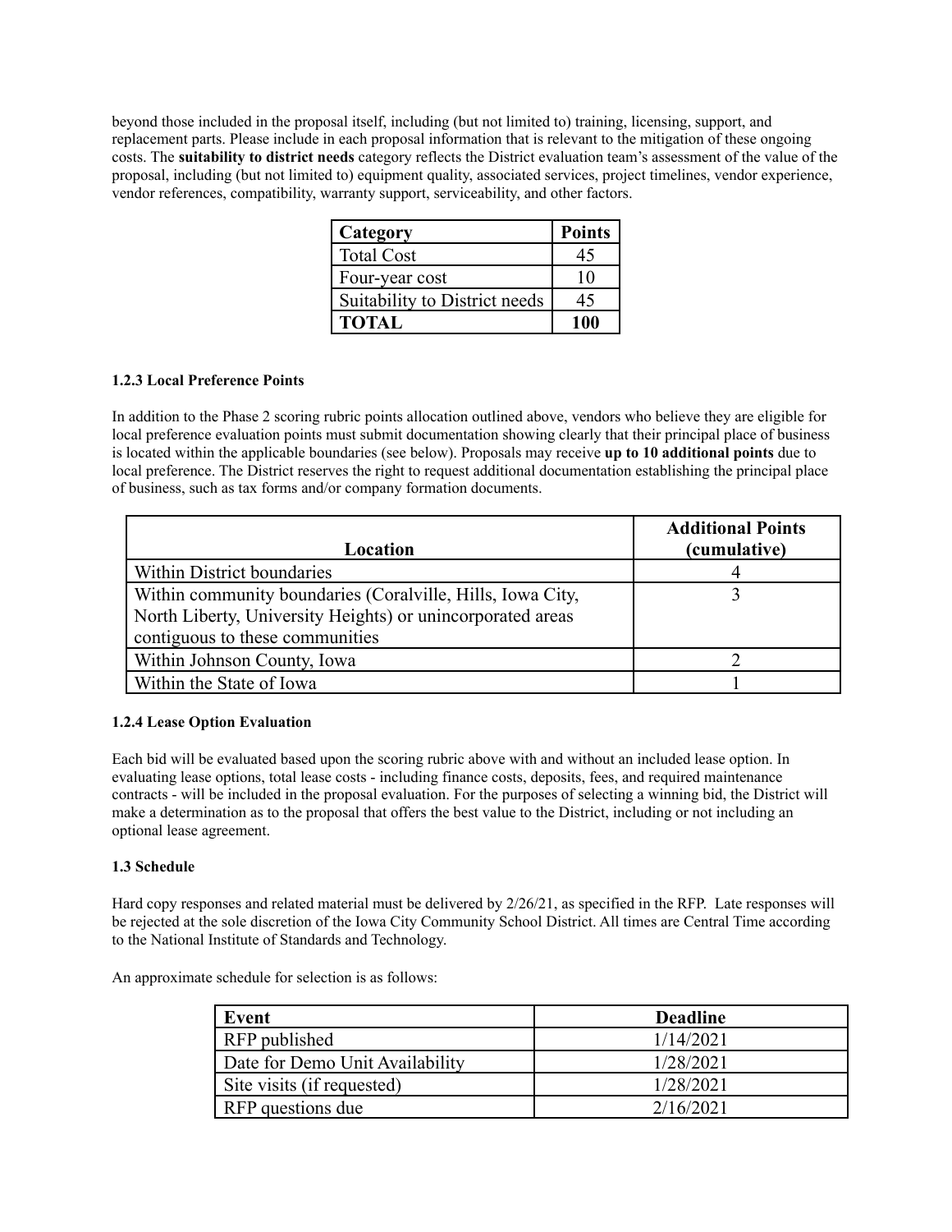beyond those included in the proposal itself, including (but not limited to) training, licensing, support, and replacement parts. Please include in each proposal information that is relevant to the mitigation of these ongoing costs. The **suitability to district needs** category reflects the District evaluation team's assessment of the value of the proposal, including (but not limited to) equipment quality, associated services, project timelines, vendor experience, vendor references, compatibility, warranty support, serviceability, and other factors.

| Category | Points |
|---|---|
| Total Cost | 45 |
| Four-year cost | 10 |
| Suitability to District needs | 45 |
| **TOTAL** | **100** |

#### 1.2.3 Local Preference Points

In addition to the Phase 2 scoring rubric points allocation outlined above, vendors who believe they are eligible for local preference evaluation points must submit documentation showing clearly that their principal place of business is located within the applicable boundaries (see below). Proposals may receive **up to 10 additional points** due to local preference. The District reserves the right to request additional documentation establishing the principal place of business, such as tax forms and/or company formation documents.

| Location | Additional Points (cumulative) |
|---|---|
| Within District boundaries | 4 |
| Within community boundaries (Coralville, Hills, Iowa City, North Liberty, University Heights) or unincorporated areas contiguous to these communities | 3 |
| Within Johnson County, Iowa | 2 |
| Within the State of Iowa | 1 |

#### 1.2.4 Lease Option Evaluation

Each bid will be evaluated based upon the scoring rubric above with and without an included lease option. In evaluating lease options, total lease costs - including finance costs, deposits, fees, and required maintenance contracts - will be included in the proposal evaluation. For the purposes of selecting a winning bid, the District will make a determination as to the proposal that offers the best value to the District, including or not including an optional lease agreement.

### 1.3 Schedule

Hard copy responses and related material must be delivered by 2/26/21, as specified in the RFP. Late responses will be rejected at the sole discretion of the Iowa City Community School District. All times are Central Time according to the National Institute of Standards and Technology.

An approximate schedule for selection is as follows:

| Event | Deadline |
|---|---|
| RFP published | 1/14/2021 |
| Date for Demo Unit Availability | 1/28/2021 |
| Site visits (if requested) | 1/28/2021 |
| RFP questions due | 2/16/2021 |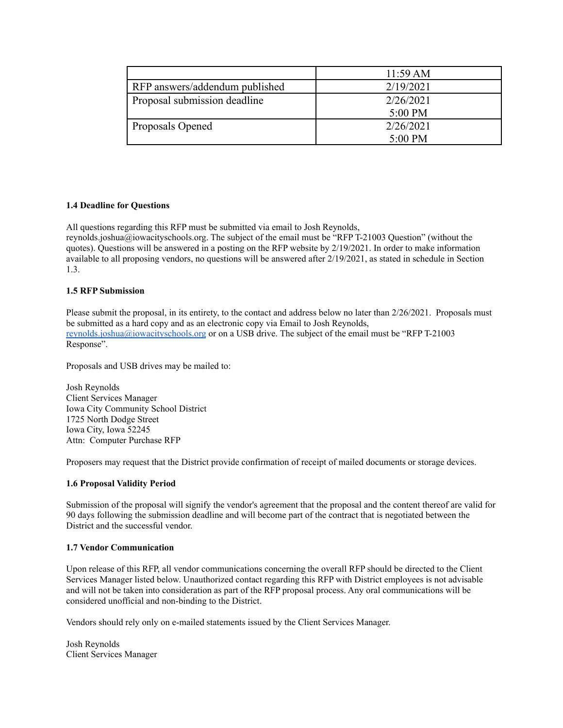| | |
|---|---|
| | 11:59 AM |
| RFP answers/addendum published | 2/19/2021 |
| Proposal submission deadline | 2/26/2021 5:00 PM |
| Proposals Opened | 2/26/2021 5:00 PM |

**1.4 Deadline for Questions**

All questions regarding this RFP must be submitted via email to Josh Reynolds, reynolds.joshua@iowacityschools.org. The subject of the email must be "RFP T-21003 Question" (without the quotes). Questions will be answered in a posting on the RFP website by 2/19/2021. In order to make information available to all proposing vendors, no questions will be answered after 2/19/2021, as stated in schedule in Section 1.3.

**1.5 RFP Submission**

Please submit the proposal, in its entirety, to the contact and address below no later than 2/26/2021. Proposals must be submitted as a hard copy and as an electronic copy via Email to Josh Reynolds, reynolds.joshua@iowacityschools.org or on a USB drive. The subject of the email must be "RFP T-21003 Response".

Proposals and USB drives may be mailed to:

Josh Reynolds
Client Services Manager
Iowa City Community School District
1725 North Dodge Street
Iowa City, Iowa 52245
Attn: Computer Purchase RFP

Proposers may request that the District provide confirmation of receipt of mailed documents or storage devices.

**1.6 Proposal Validity Period**

Submission of the proposal will signify the vendor's agreement that the proposal and the content thereof are valid for 90 days following the submission deadline and will become part of the contract that is negotiated between the District and the successful vendor.

**1.7 Vendor Communication**

Upon release of this RFP, all vendor communications concerning the overall RFP should be directed to the Client Services Manager listed below. Unauthorized contact regarding this RFP with District employees is not advisable and will not be taken into consideration as part of the RFP proposal process. Any oral communications will be considered unofficial and non-binding to the District.

Vendors should rely only on e-mailed statements issued by the Client Services Manager.

Josh Reynolds
Client Services Manager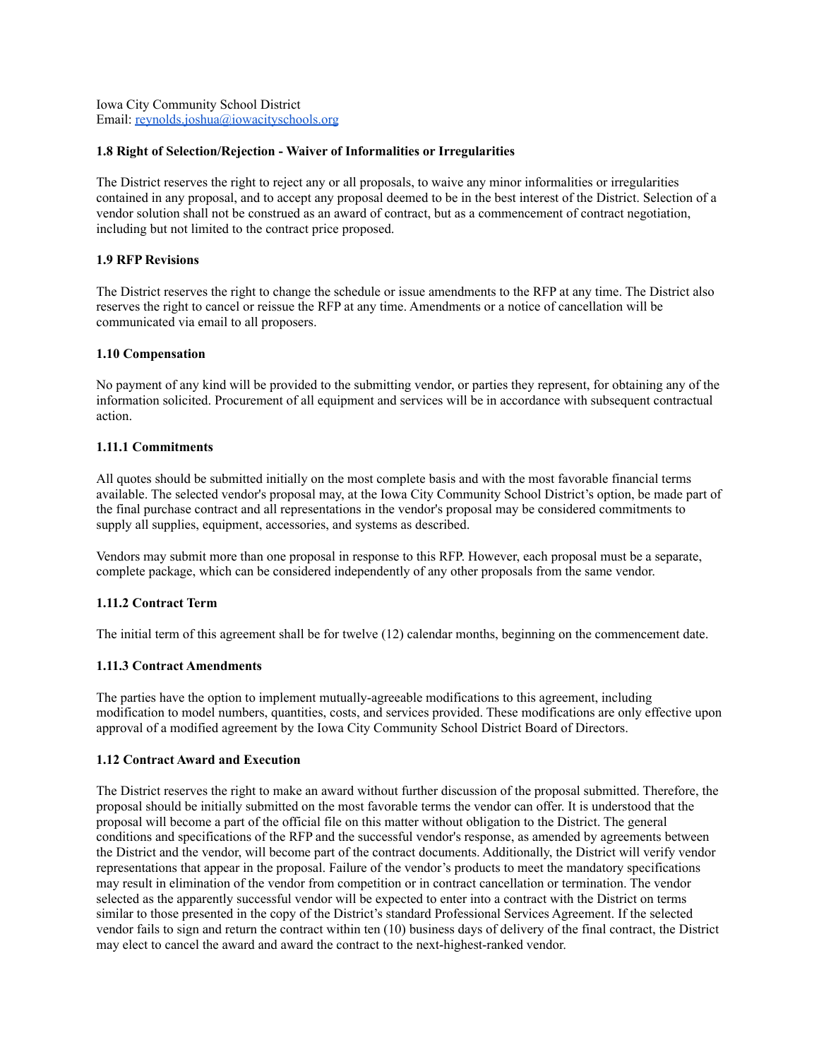Iowa City Community School District
Email: reynolds.joshua@iowacityschools.org

### 1.8 Right of Selection/Rejection - Waiver of Informalities or Irregularities

The District reserves the right to reject any or all proposals, to waive any minor informalities or irregularities contained in any proposal, and to accept any proposal deemed to be in the best interest of the District. Selection of a vendor solution shall not be construed as an award of contract, but as a commencement of contract negotiation, including but not limited to the contract price proposed.

### 1.9 RFP Revisions

The District reserves the right to change the schedule or issue amendments to the RFP at any time. The District also reserves the right to cancel or reissue the RFP at any time. Amendments or a notice of cancellation will be communicated via email to all proposers.

### 1.10 Compensation

No payment of any kind will be provided to the submitting vendor, or parties they represent, for obtaining any of the information solicited. Procurement of all equipment and services will be in accordance with subsequent contractual action.

### 1.11.1 Commitments

All quotes should be submitted initially on the most complete basis and with the most favorable financial terms available. The selected vendor's proposal may, at the Iowa City Community School District's option, be made part of the final purchase contract and all representations in the vendor's proposal may be considered commitments to supply all supplies, equipment, accessories, and systems as described.

Vendors may submit more than one proposal in response to this RFP. However, each proposal must be a separate, complete package, which can be considered independently of any other proposals from the same vendor.

### 1.11.2 Contract Term

The initial term of this agreement shall be for twelve (12) calendar months, beginning on the commencement date.

### 1.11.3 Contract Amendments

The parties have the option to implement mutually-agreeable modifications to this agreement, including modification to model numbers, quantities, costs, and services provided. These modifications are only effective upon approval of a modified agreement by the Iowa City Community School District Board of Directors.

### 1.12 Contract Award and Execution

The District reserves the right to make an award without further discussion of the proposal submitted. Therefore, the proposal should be initially submitted on the most favorable terms the vendor can offer. It is understood that the proposal will become a part of the official file on this matter without obligation to the District. The general conditions and specifications of the RFP and the successful vendor's response, as amended by agreements between the District and the vendor, will become part of the contract documents. Additionally, the District will verify vendor representations that appear in the proposal. Failure of the vendor's products to meet the mandatory specifications may result in elimination of the vendor from competition or in contract cancellation or termination. The vendor selected as the apparently successful vendor will be expected to enter into a contract with the District on terms similar to those presented in the copy of the District's standard Professional Services Agreement. If the selected vendor fails to sign and return the contract within ten (10) business days of delivery of the final contract, the District may elect to cancel the award and award the contract to the next-highest-ranked vendor.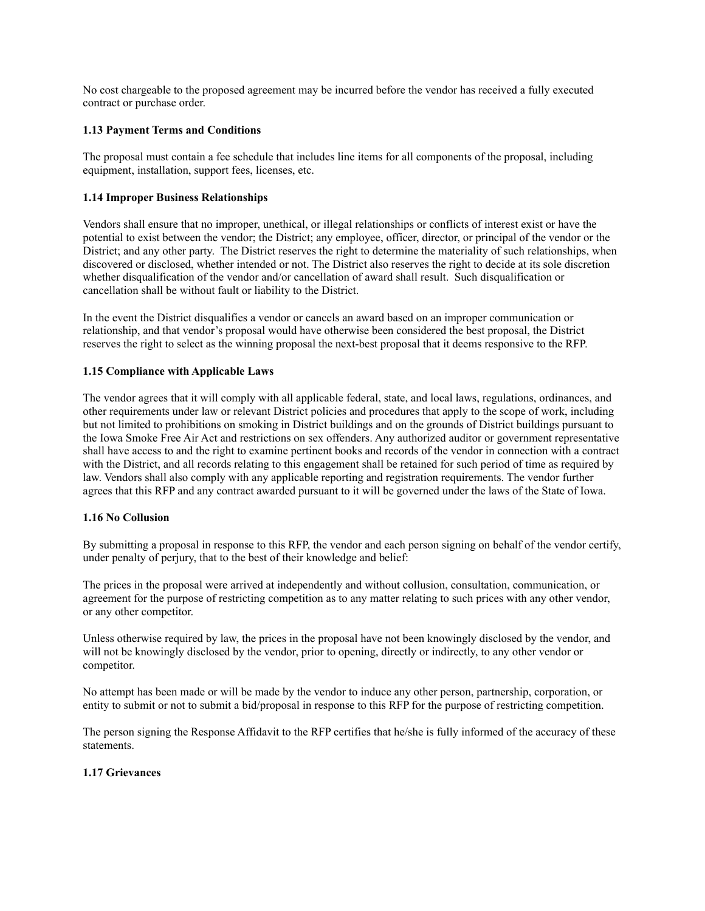No cost chargeable to the proposed agreement may be incurred before the vendor has received a fully executed contract or purchase order.

### 1.13 Payment Terms and Conditions

The proposal must contain a fee schedule that includes line items for all components of the proposal, including equipment, installation, support fees, licenses, etc.

### 1.14 Improper Business Relationships

Vendors shall ensure that no improper, unethical, or illegal relationships or conflicts of interest exist or have the potential to exist between the vendor; the District; any employee, officer, director, or principal of the vendor or the District; and any other party. The District reserves the right to determine the materiality of such relationships, when discovered or disclosed, whether intended or not. The District also reserves the right to decide at its sole discretion whether disqualification of the vendor and/or cancellation of award shall result. Such disqualification or cancellation shall be without fault or liability to the District.

In the event the District disqualifies a vendor or cancels an award based on an improper communication or relationship, and that vendor's proposal would have otherwise been considered the best proposal, the District reserves the right to select as the winning proposal the next-best proposal that it deems responsive to the RFP.

### 1.15 Compliance with Applicable Laws

The vendor agrees that it will comply with all applicable federal, state, and local laws, regulations, ordinances, and other requirements under law or relevant District policies and procedures that apply to the scope of work, including but not limited to prohibitions on smoking in District buildings and on the grounds of District buildings pursuant to the Iowa Smoke Free Air Act and restrictions on sex offenders. Any authorized auditor or government representative shall have access to and the right to examine pertinent books and records of the vendor in connection with a contract with the District, and all records relating to this engagement shall be retained for such period of time as required by law. Vendors shall also comply with any applicable reporting and registration requirements. The vendor further agrees that this RFP and any contract awarded pursuant to it will be governed under the laws of the State of Iowa.

### 1.16 No Collusion

By submitting a proposal in response to this RFP, the vendor and each person signing on behalf of the vendor certify, under penalty of perjury, that to the best of their knowledge and belief:

The prices in the proposal were arrived at independently and without collusion, consultation, communication, or agreement for the purpose of restricting competition as to any matter relating to such prices with any other vendor, or any other competitor.

Unless otherwise required by law, the prices in the proposal have not been knowingly disclosed by the vendor, and will not be knowingly disclosed by the vendor, prior to opening, directly or indirectly, to any other vendor or competitor.

No attempt has been made or will be made by the vendor to induce any other person, partnership, corporation, or entity to submit or not to submit a bid/proposal in response to this RFP for the purpose of restricting competition.

The person signing the Response Affidavit to the RFP certifies that he/she is fully informed of the accuracy of these statements.

### 1.17 Grievances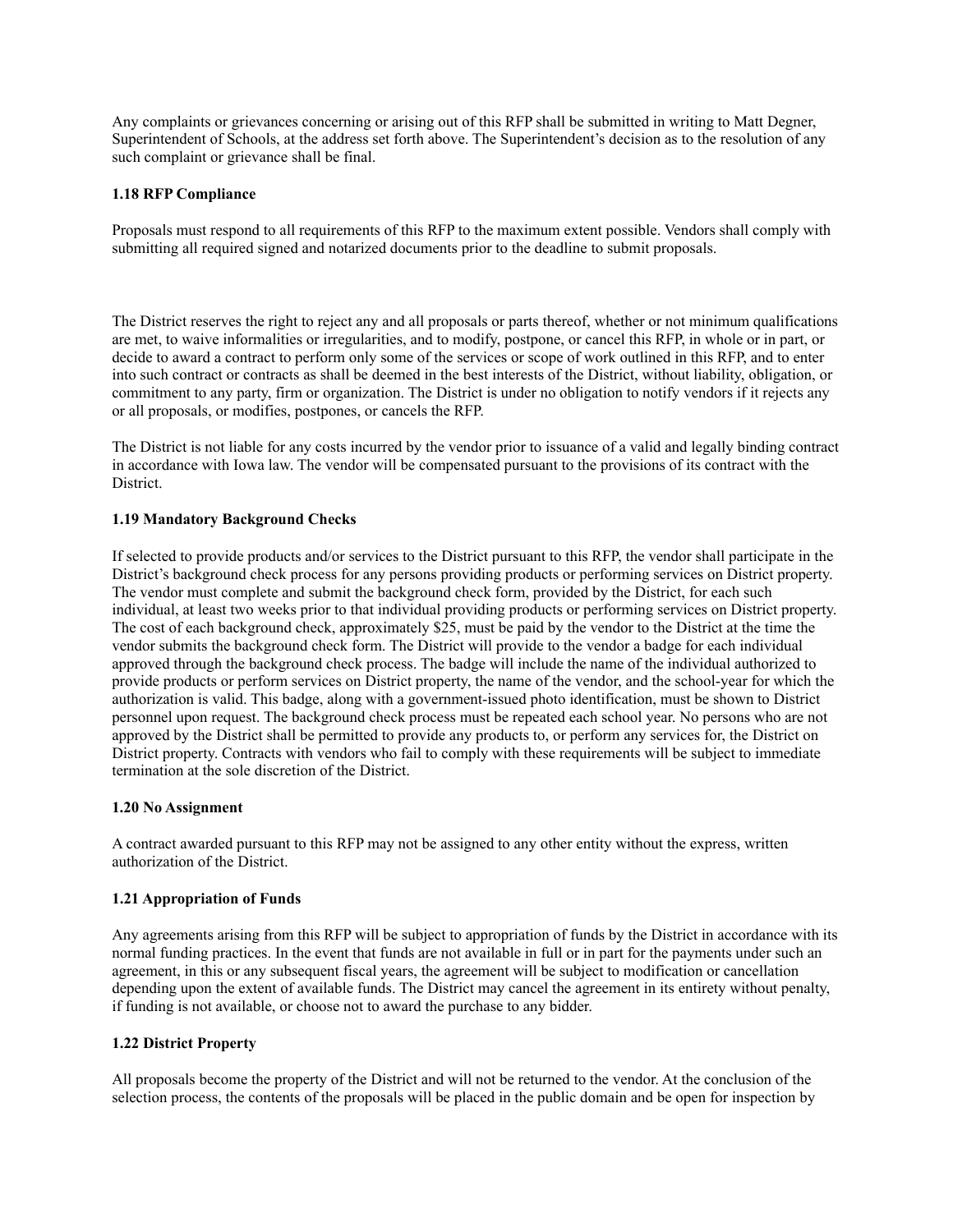Any complaints or grievances concerning or arising out of this RFP shall be submitted in writing to Matt Degner, Superintendent of Schools, at the address set forth above. The Superintendent's decision as to the resolution of any such complaint or grievance shall be final.

**1.18 RFP Compliance**

Proposals must respond to all requirements of this RFP to the maximum extent possible. Vendors shall comply with submitting all required signed and notarized documents prior to the deadline to submit proposals.

The District reserves the right to reject any and all proposals or parts thereof, whether or not minimum qualifications are met, to waive informalities or irregularities, and to modify, postpone, or cancel this RFP, in whole or in part, or decide to award a contract to perform only some of the services or scope of work outlined in this RFP, and to enter into such contract or contracts as shall be deemed in the best interests of the District, without liability, obligation, or commitment to any party, firm or organization. The District is under no obligation to notify vendors if it rejects any or all proposals, or modifies, postpones, or cancels the RFP.

The District is not liable for any costs incurred by the vendor prior to issuance of a valid and legally binding contract in accordance with Iowa law. The vendor will be compensated pursuant to the provisions of its contract with the District.

**1.19 Mandatory Background Checks**

If selected to provide products and/or services to the District pursuant to this RFP, the vendor shall participate in the District's background check process for any persons providing products or performing services on District property. The vendor must complete and submit the background check form, provided by the District, for each such individual, at least two weeks prior to that individual providing products or performing services on District property. The cost of each background check, approximately $25, must be paid by the vendor to the District at the time the vendor submits the background check form. The District will provide to the vendor a badge for each individual approved through the background check process. The badge will include the name of the individual authorized to provide products or perform services on District property, the name of the vendor, and the school-year for which the authorization is valid. This badge, along with a government-issued photo identification, must be shown to District personnel upon request. The background check process must be repeated each school year. No persons who are not approved by the District shall be permitted to provide any products to, or perform any services for, the District on District property. Contracts with vendors who fail to comply with these requirements will be subject to immediate termination at the sole discretion of the District.

**1.20 No Assignment**

A contract awarded pursuant to this RFP may not be assigned to any other entity without the express, written authorization of the District.

**1.21 Appropriation of Funds**

Any agreements arising from this RFP will be subject to appropriation of funds by the District in accordance with its normal funding practices. In the event that funds are not available in full or in part for the payments under such an agreement, in this or any subsequent fiscal years, the agreement will be subject to modification or cancellation depending upon the extent of available funds. The District may cancel the agreement in its entirety without penalty, if funding is not available, or choose not to award the purchase to any bidder.

**1.22 District Property**

All proposals become the property of the District and will not be returned to the vendor. At the conclusion of the selection process, the contents of the proposals will be placed in the public domain and be open for inspection by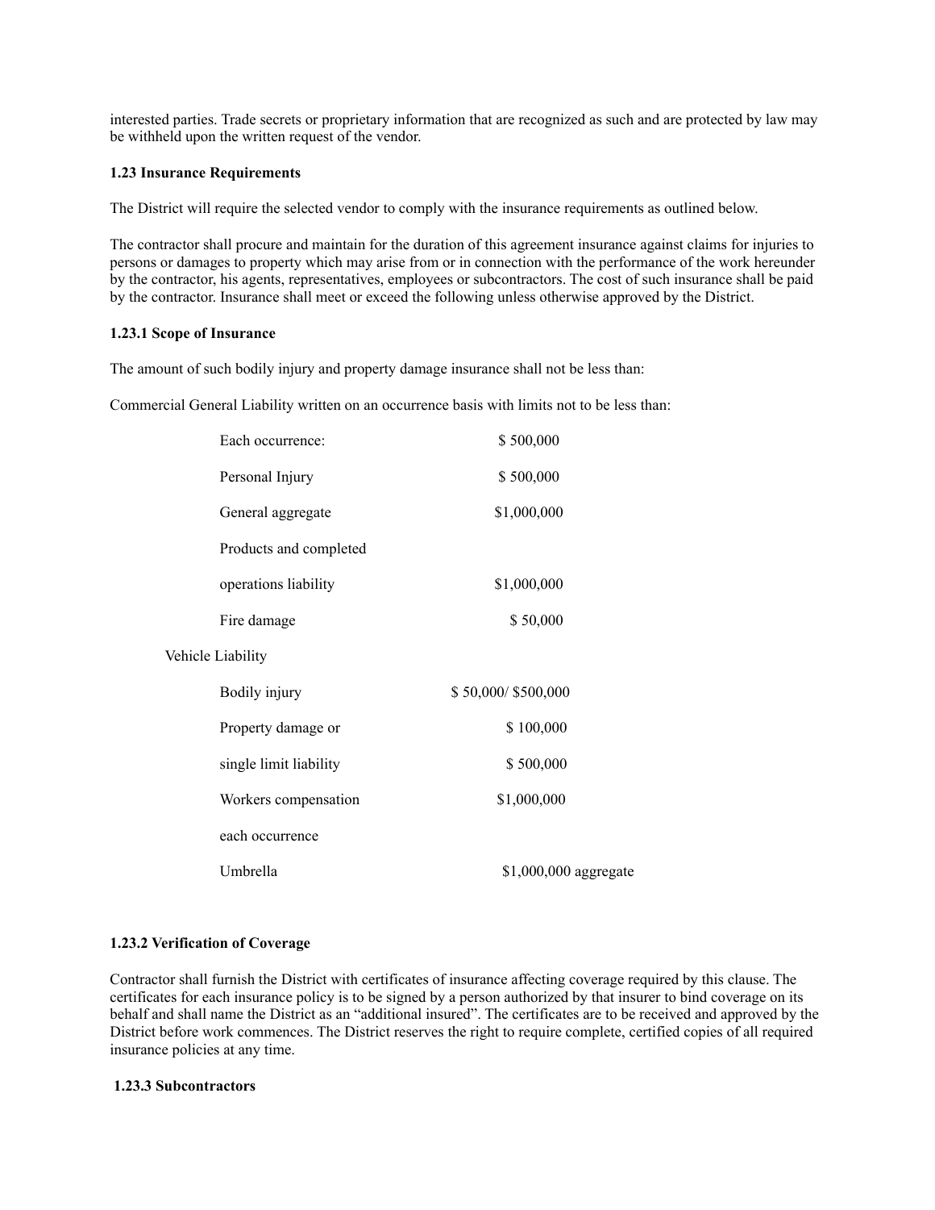interested parties. Trade secrets or proprietary information that are recognized as such and are protected by law may be withheld upon the written request of the vendor.

**1.23 Insurance Requirements**

The District will require the selected vendor to comply with the insurance requirements as outlined below.

The contractor shall procure and maintain for the duration of this agreement insurance against claims for injuries to persons or damages to property which may arise from or in connection with the performance of the work hereunder by the contractor, his agents, representatives, employees or subcontractors. The cost of such insurance shall be paid by the contractor. Insurance shall meet or exceed the following unless otherwise approved by the District.

**1.23.1 Scope of Insurance**

The amount of such bodily injury and property damage insurance shall not be less than:

Commercial General Liability written on an occurrence basis with limits not to be less than:

| | |
|---|---|
| Each occurrence: | $ 500,000 |
| Personal Injury | $ 500,000 |
| General aggregate | $1,000,000 |
| Products and completed operations liability | $1,000,000 |
| Fire damage | $ 50,000 |

Vehicle Liability

| | |
|---|---|
| Bodily injury | $ 50,000/ $500,000 |
| Property damage or | $ 100,000 |
| single limit liability | $ 500,000 |
| Workers compensation each occurrence | $1,000,000 |
| Umbrella | $1,000,000 aggregate |

**1.23.2 Verification of Coverage**

Contractor shall furnish the District with certificates of insurance affecting coverage required by this clause. The certificates for each insurance policy is to be signed by a person authorized by that insurer to bind coverage on its behalf and shall name the District as an "additional insured". The certificates are to be received and approved by the District before work commences. The District reserves the right to require complete, certified copies of all required insurance policies at any time.

**1.23.3 Subcontractors**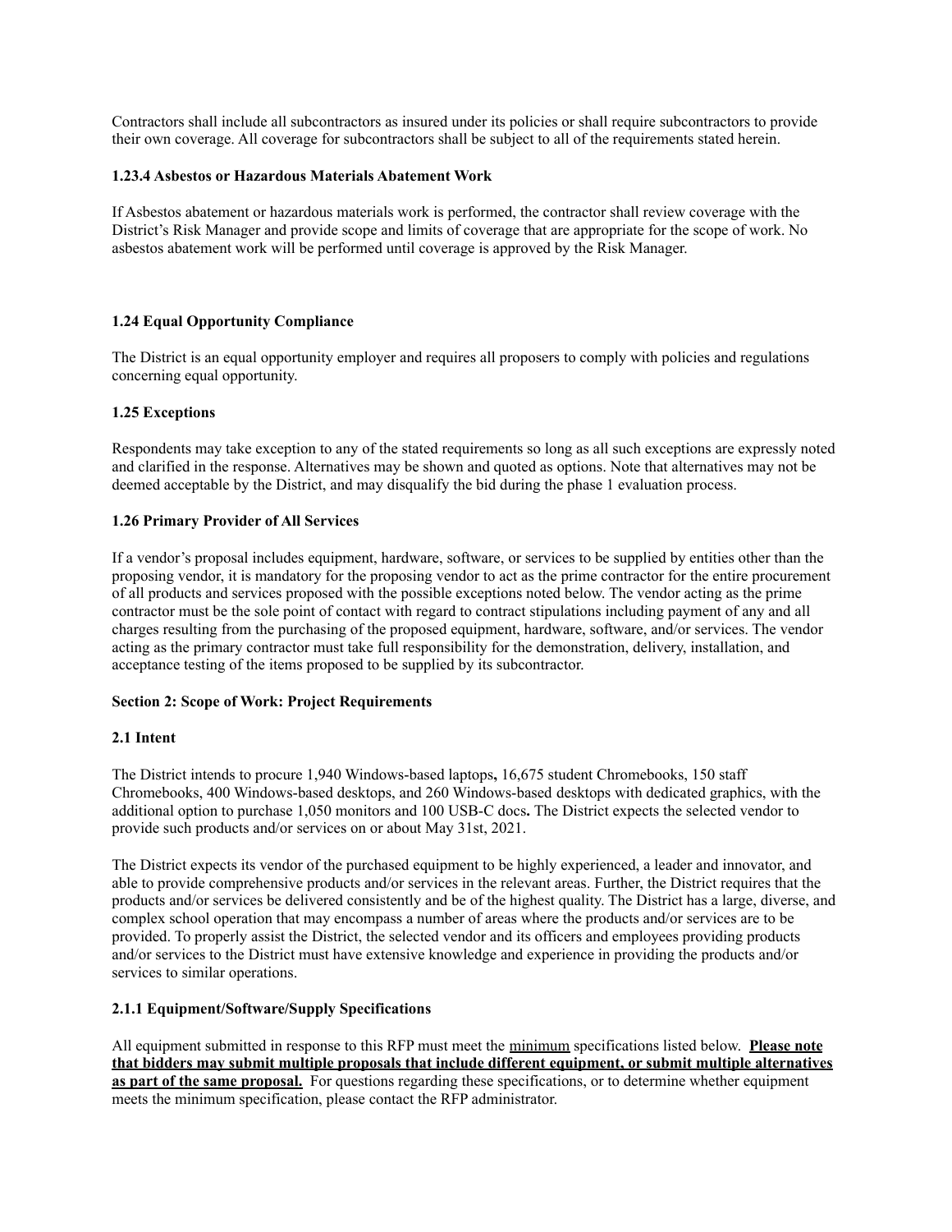Contractors shall include all subcontractors as insured under its policies or shall require subcontractors to provide their own coverage. All coverage for subcontractors shall be subject to all of the requirements stated herein.

#### 1.23.4 Asbestos or Hazardous Materials Abatement Work

If Asbestos abatement or hazardous materials work is performed, the contractor shall review coverage with the District's Risk Manager and provide scope and limits of coverage that are appropriate for the scope of work. No asbestos abatement work will be performed until coverage is approved by the Risk Manager.

### 1.24 Equal Opportunity Compliance

The District is an equal opportunity employer and requires all proposers to comply with policies and regulations concerning equal opportunity.

### 1.25 Exceptions

Respondents may take exception to any of the stated requirements so long as all such exceptions are expressly noted and clarified in the response. Alternatives may be shown and quoted as options. Note that alternatives may not be deemed acceptable by the District, and may disqualify the bid during the phase 1 evaluation process.

### 1.26 Primary Provider of All Services

If a vendor's proposal includes equipment, hardware, software, or services to be supplied by entities other than the proposing vendor, it is mandatory for the proposing vendor to act as the prime contractor for the entire procurement of all products and services proposed with the possible exceptions noted below. The vendor acting as the prime contractor must be the sole point of contact with regard to contract stipulations including payment of any and all charges resulting from the purchasing of the proposed equipment, hardware, software, and/or services. The vendor acting as the primary contractor must take full responsibility for the demonstration, delivery, installation, and acceptance testing of the items proposed to be supplied by its subcontractor.

## Section 2: Scope of Work: Project Requirements

### 2.1 Intent

The District intends to procure 1,940 Windows-based laptops**,** 16,675 student Chromebooks, 150 staff Chromebooks, 400 Windows-based desktops, and 260 Windows-based desktops with dedicated graphics, with the additional option to purchase 1,050 monitors and 100 USB-C docs**.** The District expects the selected vendor to provide such products and/or services on or about May 31st, 2021.

The District expects its vendor of the purchased equipment to be highly experienced, a leader and innovator, and able to provide comprehensive products and/or services in the relevant areas. Further, the District requires that the products and/or services be delivered consistently and be of the highest quality. The District has a large, diverse, and complex school operation that may encompass a number of areas where the products and/or services are to be provided. To properly assist the District, the selected vendor and its officers and employees providing products and/or services to the District must have extensive knowledge and experience in providing the products and/or services to similar operations.

#### 2.1.1 Equipment/Software/Supply Specifications

All equipment submitted in response to this RFP must meet the <u>minimum</u> specifications listed below. **<u>Please note that bidders may submit multiple proposals that include different equipment, or submit multiple alternatives as part of the same proposal.</u>** For questions regarding these specifications, or to determine whether equipment meets the minimum specification, please contact the RFP administrator.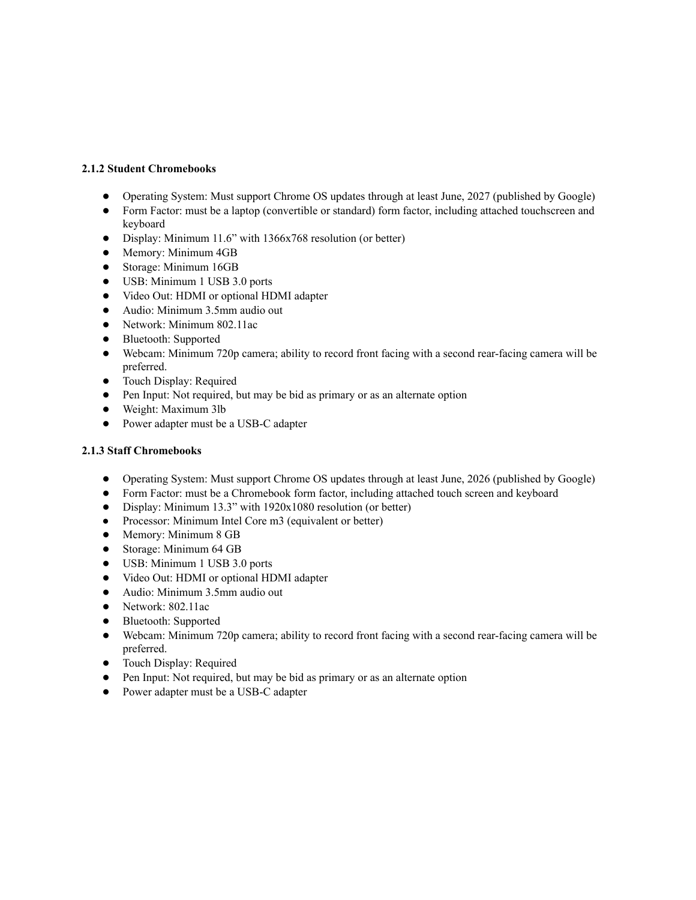### 2.1.2 Student Chromebooks

- Operating System: Must support Chrome OS updates through at least June, 2027 (published by Google)
- Form Factor: must be a laptop (convertible or standard) form factor, including attached touchscreen and keyboard
- Display: Minimum 11.6" with 1366x768 resolution (or better)
- Memory: Minimum 4GB
- Storage: Minimum 16GB
- USB: Minimum 1 USB 3.0 ports
- Video Out: HDMI or optional HDMI adapter
- Audio: Minimum 3.5mm audio out
- Network: Minimum 802.11ac
- Bluetooth: Supported
- Webcam: Minimum 720p camera; ability to record front facing with a second rear-facing camera will be preferred.
- Touch Display: Required
- Pen Input: Not required, but may be bid as primary or as an alternate option
- Weight: Maximum 3lb
- Power adapter must be a USB-C adapter

### 2.1.3 Staff Chromebooks

- Operating System: Must support Chrome OS updates through at least June, 2026 (published by Google)
- Form Factor: must be a Chromebook form factor, including attached touch screen and keyboard
- Display: Minimum 13.3" with 1920x1080 resolution (or better)
- Processor: Minimum Intel Core m3 (equivalent or better)
- Memory: Minimum 8 GB
- Storage: Minimum 64 GB
- USB: Minimum 1 USB 3.0 ports
- Video Out: HDMI or optional HDMI adapter
- Audio: Minimum 3.5mm audio out
- Network: 802.11ac
- Bluetooth: Supported
- Webcam: Minimum 720p camera; ability to record front facing with a second rear-facing camera will be preferred.
- Touch Display: Required
- Pen Input: Not required, but may be bid as primary or as an alternate option
- Power adapter must be a USB-C adapter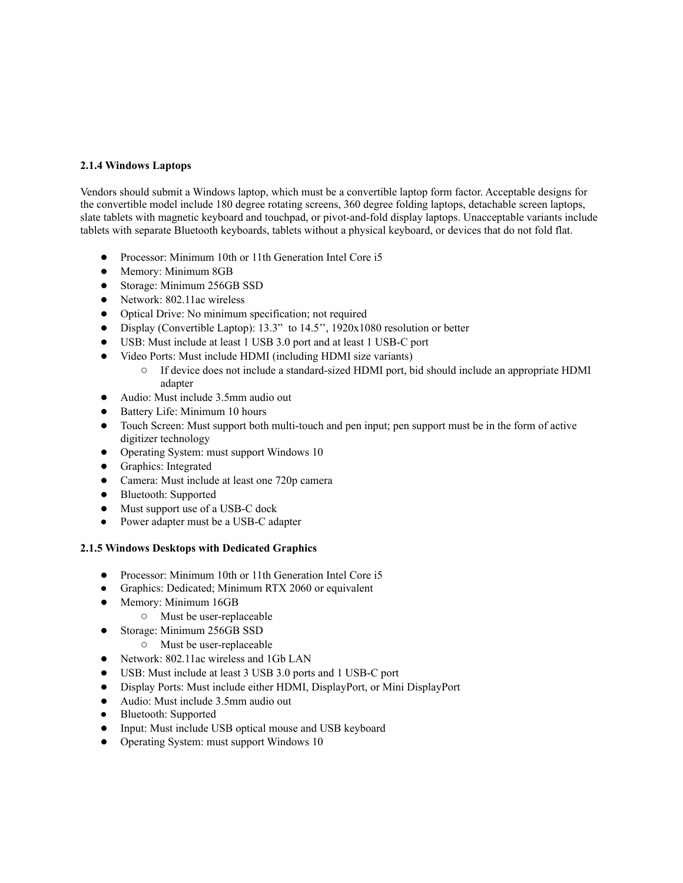**2.1.4 Windows Laptops**

Vendors should submit a Windows laptop, which must be a convertible laptop form factor. Acceptable designs for the convertible model include 180 degree rotating screens, 360 degree folding laptops, detachable screen laptops, slate tablets with magnetic keyboard and touchpad, or pivot-and-fold display laptops. Unacceptable variants include tablets with separate Bluetooth keyboards, tablets without a physical keyboard, or devices that do not fold flat.

- Processor: Minimum 10th or 11th Generation Intel Core i5
- Memory: Minimum 8GB
- Storage: Minimum 256GB SSD
- Network: 802.11ac wireless
- Optical Drive: No minimum specification; not required
- Display (Convertible Laptop): 13.3" to 14.5'', 1920x1080 resolution or better
- USB: Must include at least 1 USB 3.0 port and at least 1 USB-C port
- Video Ports: Must include HDMI (including HDMI size variants)
  - If device does not include a standard-sized HDMI port, bid should include an appropriate HDMI adapter
- Audio: Must include 3.5mm audio out
- Battery Life: Minimum 10 hours
- Touch Screen: Must support both multi-touch and pen input; pen support must be in the form of active digitizer technology
- Operating System: must support Windows 10
- Graphics: Integrated
- Camera: Must include at least one 720p camera
- Bluetooth: Supported
- Must support use of a USB-C dock
- Power adapter must be a USB-C adapter

**2.1.5 Windows Desktops with Dedicated Graphics**

- Processor: Minimum 10th or 11th Generation Intel Core i5
- Graphics: Dedicated; Minimum RTX 2060 or equivalent
- Memory: Minimum 16GB
  - Must be user-replaceable
- Storage: Minimum 256GB SSD
  - Must be user-replaceable
- Network: 802.11ac wireless and 1Gb LAN
- USB: Must include at least 3 USB 3.0 ports and 1 USB-C port
- Display Ports: Must include either HDMI, DisplayPort, or Mini DisplayPort
- Audio: Must include 3.5mm audio out
- Bluetooth: Supported
- Input: Must include USB optical mouse and USB keyboard
- Operating System: must support Windows 10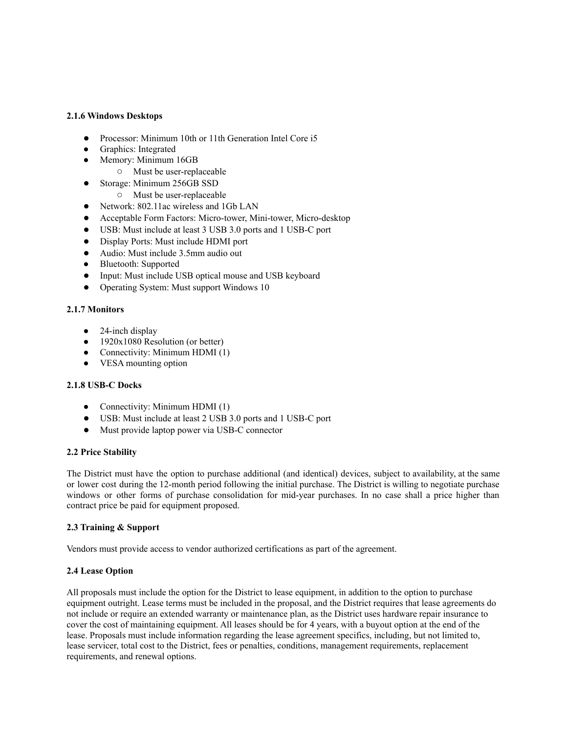**2.1.6 Windows Desktops**

- Processor: Minimum 10th or 11th Generation Intel Core i5
- Graphics: Integrated
- Memory: Minimum 16GB
    - Must be user-replaceable
- Storage: Minimum 256GB SSD
    - Must be user-replaceable
- Network: 802.11ac wireless and 1Gb LAN
- Acceptable Form Factors: Micro-tower, Mini-tower, Micro-desktop
- USB: Must include at least 3 USB 3.0 ports and 1 USB-C port
- Display Ports: Must include HDMI port
- Audio: Must include 3.5mm audio out
- Bluetooth: Supported
- Input: Must include USB optical mouse and USB keyboard
- Operating System: Must support Windows 10

**2.1.7 Monitors**

- 24-inch display
- 1920x1080 Resolution (or better)
- Connectivity: Minimum HDMI (1)
- VESA mounting option

**2.1.8 USB-C Docks**

- Connectivity: Minimum HDMI (1)
- USB: Must include at least 2 USB 3.0 ports and 1 USB-C port
- Must provide laptop power via USB-C connector

**2.2 Price Stability**

The District must have the option to purchase additional (and identical) devices, subject to availability, at the same or lower cost during the 12-month period following the initial purchase. The District is willing to negotiate purchase windows or other forms of purchase consolidation for mid-year purchases. In no case shall a price higher than contract price be paid for equipment proposed.

**2.3 Training & Support**

Vendors must provide access to vendor authorized certifications as part of the agreement.

**2.4 Lease Option**

All proposals must include the option for the District to lease equipment, in addition to the option to purchase equipment outright. Lease terms must be included in the proposal, and the District requires that lease agreements do not include or require an extended warranty or maintenance plan, as the District uses hardware repair insurance to cover the cost of maintaining equipment. All leases should be for 4 years, with a buyout option at the end of the lease. Proposals must include information regarding the lease agreement specifics, including, but not limited to, lease servicer, total cost to the District, fees or penalties, conditions, management requirements, replacement requirements, and renewal options.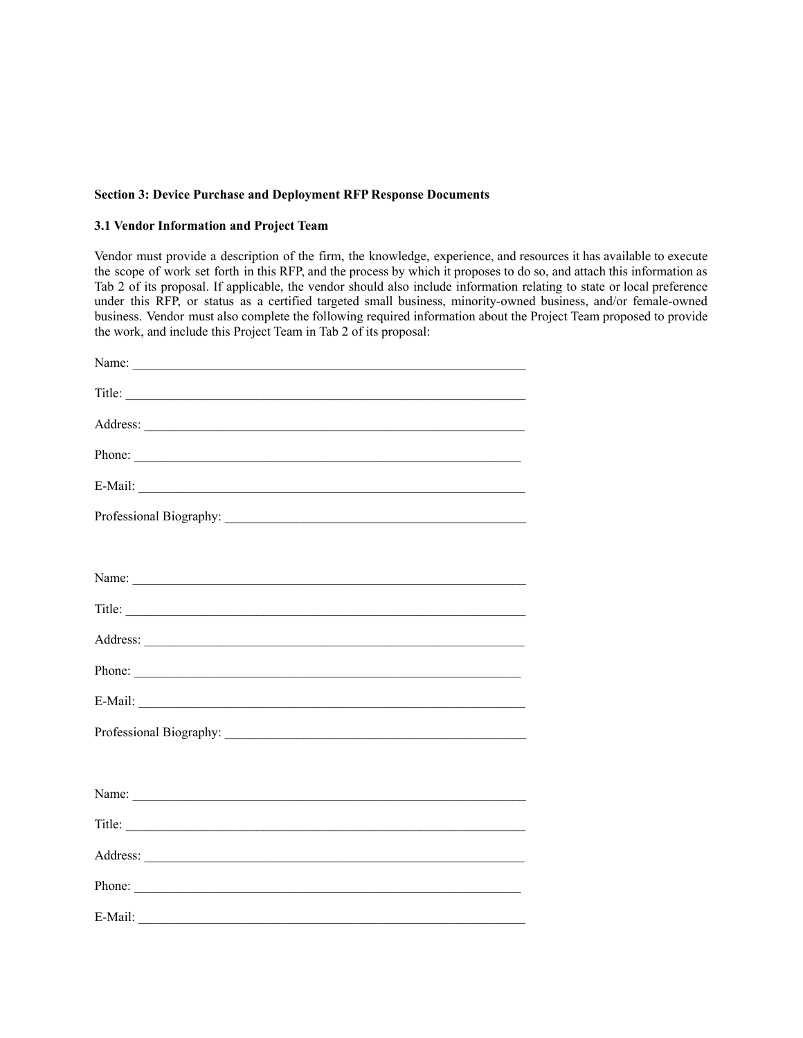**Section 3: Device Purchase and Deployment RFP Response Documents**

**3.1 Vendor Information and Project Team**

Vendor must provide a description of the firm, the knowledge, experience, and resources it has available to execute the scope of work set forth in this RFP, and the process by which it proposes to do so, and attach this information as Tab 2 of its proposal. If applicable, the vendor should also include information relating to state or local preference under this RFP, or status as a certified targeted small business, minority-owned business, and/or female-owned business. Vendor must also complete the following required information about the Project Team proposed to provide the work, and include this Project Team in Tab 2 of its proposal:

Name: ______________________________________________________________

Title: ______________________________________________________________

Address: ____________________________________________________________

Phone: ______________________________________________________________

E-Mail: _____________________________________________________________

Professional Biography: _______________________________________________

Name: ______________________________________________________________

Title: ______________________________________________________________

Address: ____________________________________________________________

Phone: ______________________________________________________________

E-Mail: _____________________________________________________________

Professional Biography: _______________________________________________

Name: ______________________________________________________________

Title: ______________________________________________________________

Address: ____________________________________________________________

Phone: ______________________________________________________________

E-Mail: _____________________________________________________________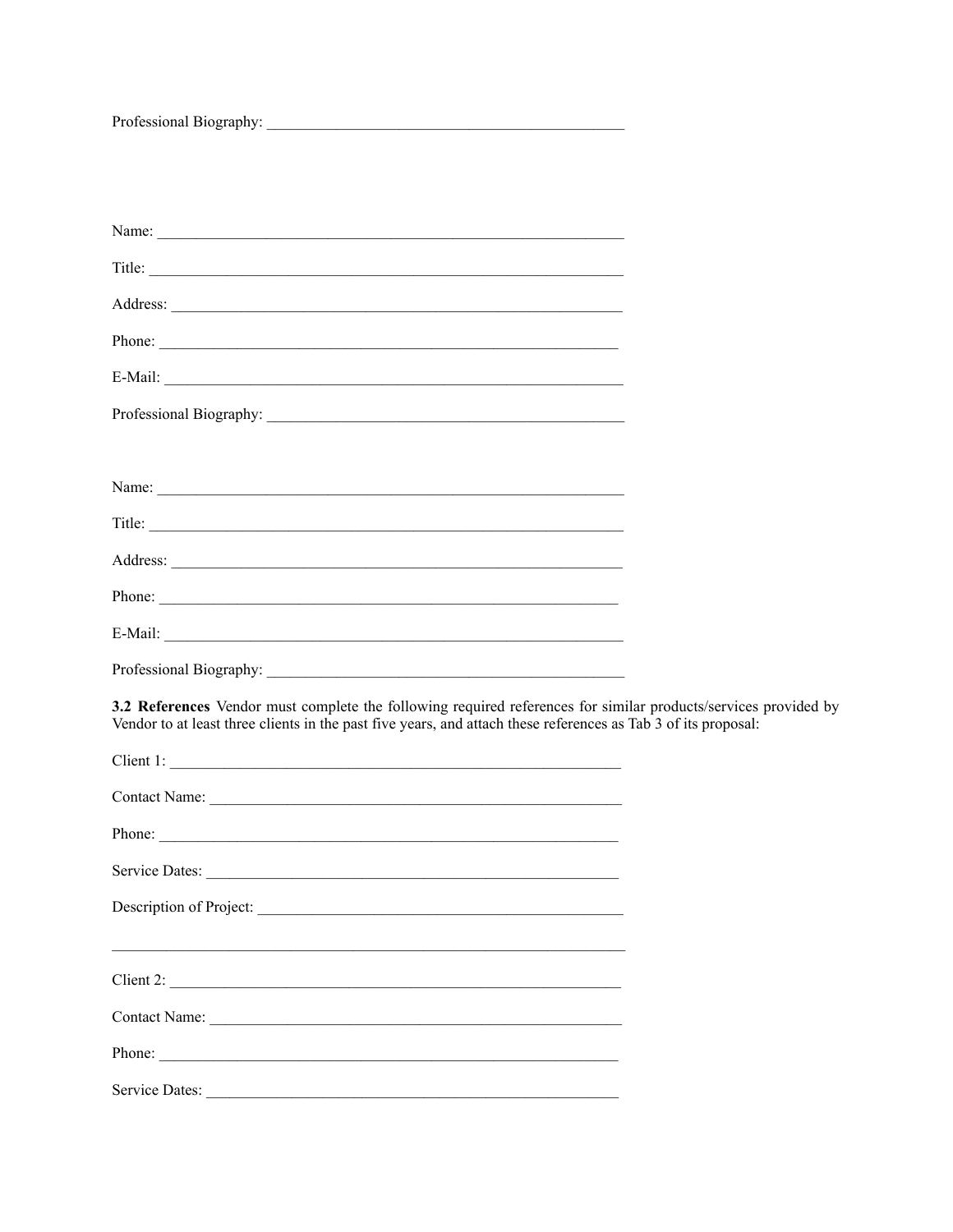Professional Biography: _______________________________________________

Name: ______________________________________________________________

Title: ______________________________________________________________

Address: ____________________________________________________________

Phone: _____________________________________________________________

E-Mail: _____________________________________________________________

Professional Biography: _______________________________________________

Name: ______________________________________________________________

Title: ______________________________________________________________

Address: ____________________________________________________________

Phone: _____________________________________________________________

E-Mail: _____________________________________________________________

Professional Biography: _______________________________________________

**3.2 References** Vendor must complete the following required references for similar products/services provided by Vendor to at least three clients in the past five years, and attach these references as Tab 3 of its proposal:

Client 1: ____________________________________________________________

Contact Name: _______________________________________________________

Phone: _____________________________________________________________

Service Dates: _______________________________________________________

Description of Project: _________________________________________________

_____________________________________________________________________

Client 2: ____________________________________________________________

Contact Name: _______________________________________________________

Phone: _____________________________________________________________

Service Dates: _______________________________________________________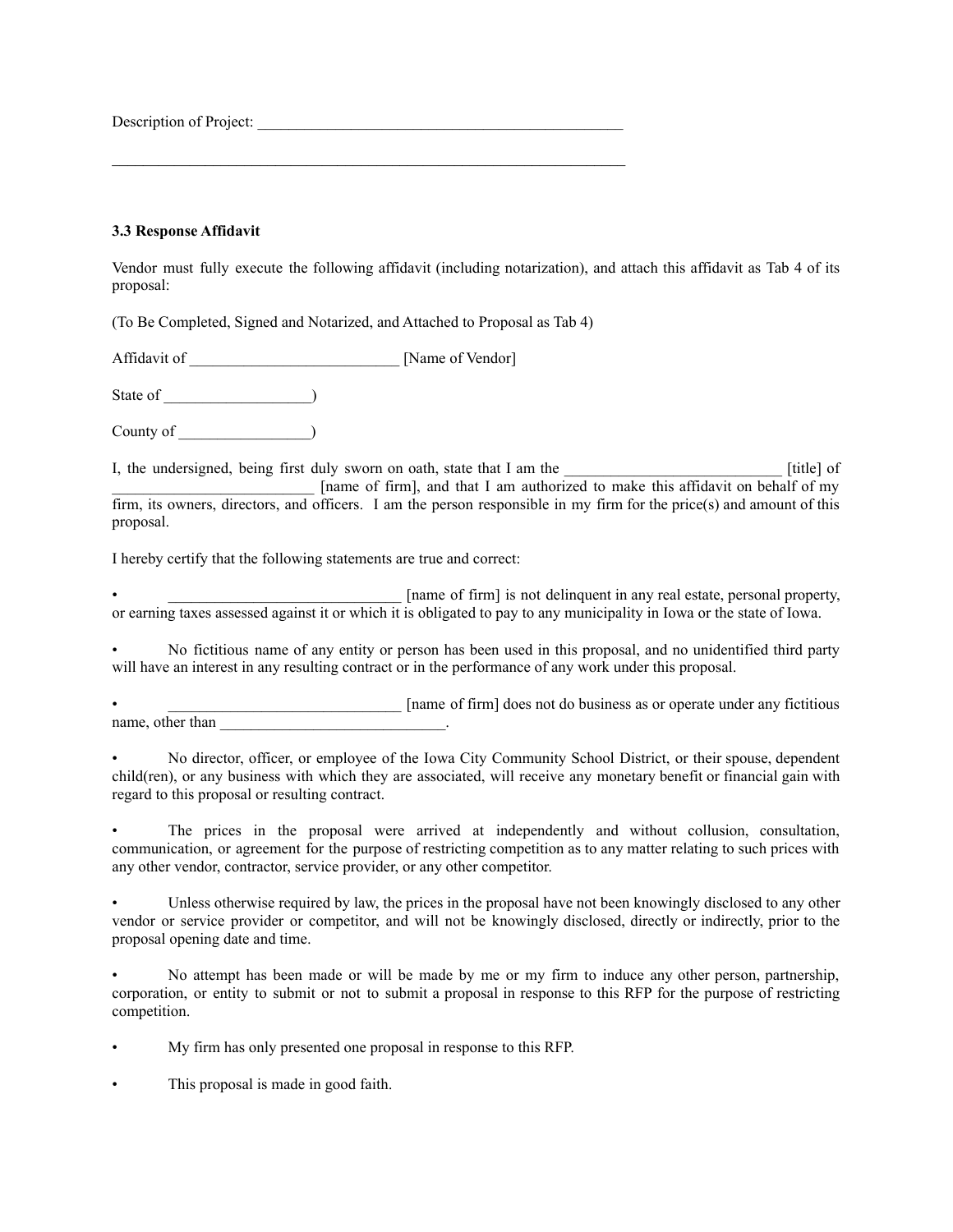Description of Project: _______________________________________________

_________________________________________________________________

**3.3 Response Affidavit**

Vendor must fully execute the following affidavit (including notarization), and attach this affidavit as Tab 4 of its proposal:

(To Be Completed, Signed and Notarized, and Attached to Proposal as Tab 4)

Affidavit of ___________________________ [Name of Vendor]

State of ___________________)

County of _________________)

I, the undersigned, being first duly sworn on oath, state that I am the _____________________________ [title] of __________________________ [name of firm], and that I am authorized to make this affidavit on behalf of my firm, its owners, directors, and officers. I am the person responsible in my firm for the price(s) and amount of this proposal.

I hereby certify that the following statements are true and correct:

- _______________________________ [name of firm] is not delinquent in any real estate, personal property, or earning taxes assessed against it or which it is obligated to pay to any municipality in Iowa or the state of Iowa.
- No fictitious name of any entity or person has been used in this proposal, and no unidentified third party will have an interest in any resulting contract or in the performance of any work under this proposal.
- _______________________________ [name of firm] does not do business as or operate under any fictitious name, other than ______________________________.
- No director, officer, or employee of the Iowa City Community School District, or their spouse, dependent child(ren), or any business with which they are associated, will receive any monetary benefit or financial gain with regard to this proposal or resulting contract.
- The prices in the proposal were arrived at independently and without collusion, consultation, communication, or agreement for the purpose of restricting competition as to any matter relating to such prices with any other vendor, contractor, service provider, or any other competitor.
- Unless otherwise required by law, the prices in the proposal have not been knowingly disclosed to any other vendor or service provider or competitor, and will not be knowingly disclosed, directly or indirectly, prior to the proposal opening date and time.
- No attempt has been made or will be made by me or my firm to induce any other person, partnership, corporation, or entity to submit or not to submit a proposal in response to this RFP for the purpose of restricting competition.
- My firm has only presented one proposal in response to this RFP.
- This proposal is made in good faith.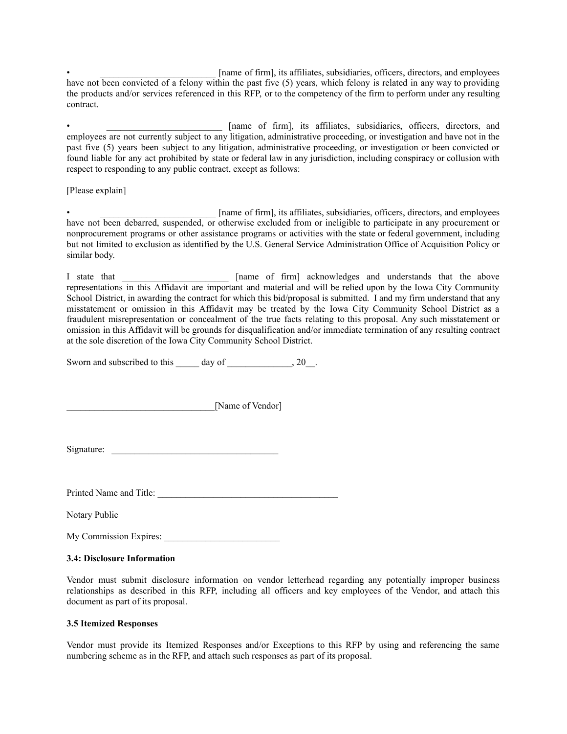• _________________________ [name of firm], its affiliates, subsidiaries, officers, directors, and employees have not been convicted of a felony within the past five (5) years, which felony is related in any way to providing the products and/or services referenced in this RFP, or to the competency of the firm to perform under any resulting contract.

• _________________________ [name of firm], its affiliates, subsidiaries, officers, directors, and employees are not currently subject to any litigation, administrative proceeding, or investigation and have not in the past five (5) years been subject to any litigation, administrative proceeding, or investigation or been convicted or found liable for any act prohibited by state or federal law in any jurisdiction, including conspiracy or collusion with respect to responding to any public contract, except as follows:

[Please explain]

• _________________________ [name of firm], its affiliates, subsidiaries, officers, directors, and employees have not been debarred, suspended, or otherwise excluded from or ineligible to participate in any procurement or nonprocurement programs or other assistance programs or activities with the state or federal government, including but not limited to exclusion as identified by the U.S. General Service Administration Office of Acquisition Policy or similar body.

I state that _______________________ [name of firm] acknowledges and understands that the above representations in this Affidavit are important and material and will be relied upon by the Iowa City Community School District, in awarding the contract for which this bid/proposal is submitted. I and my firm understand that any misstatement or omission in this Affidavit may be treated by the Iowa City Community School District as a fraudulent misrepresentation or concealment of the true facts relating to this proposal. Any such misstatement or omission in this Affidavit will be grounds for disqualification and/or immediate termination of any resulting contract at the sole discretion of the Iowa City Community School District.

Sworn and subscribed to this _____ day of ______________, 20__.

________________________________[Name of Vendor]

Signature: _____________________________________

Printed Name and Title: ________________________________________

Notary Public

My Commission Expires: _________________________

**3.4: Disclosure Information**

Vendor must submit disclosure information on vendor letterhead regarding any potentially improper business relationships as described in this RFP, including all officers and key employees of the Vendor, and attach this document as part of its proposal.

**3.5 Itemized Responses**

Vendor must provide its Itemized Responses and/or Exceptions to this RFP by using and referencing the same numbering scheme as in the RFP, and attach such responses as part of its proposal.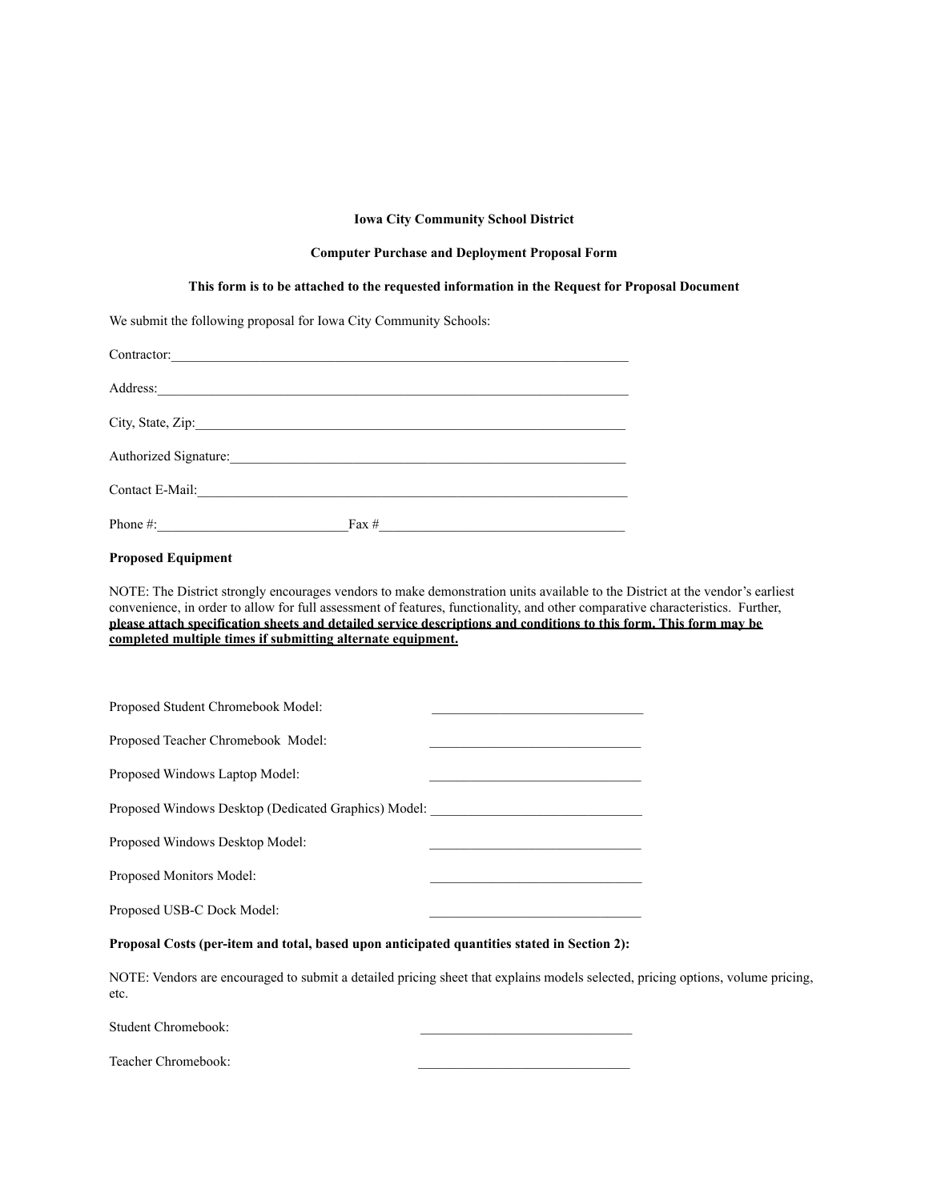**Iowa City Community School District**

**Computer Purchase and Deployment Proposal Form**

**This form is to be attached to the requested information in the Request for Proposal Document**

We submit the following proposal for Iowa City Community Schools:

Contractor:______________________________________________________________________

Address:________________________________________________________________________

City, State, Zip:__________________________________________________________________

Authorized Signature:______________________________________________________________

Contact E-Mail:___________________________________________________________________

Phone #:_____________________________Fax #_____________________________________

**Proposed Equipment**

NOTE: The District strongly encourages vendors to make demonstration units available to the District at the vendor's earliest convenience, in order to allow for full assessment of features, functionality, and other comparative characteristics. Further, **please attach specification sheets and detailed service descriptions and conditions to this form. This form may be completed multiple times if submitting alternate equipment.**

Proposed Student Chromebook Model: _______________________________

Proposed Teacher Chromebook Model: _______________________________

Proposed Windows Laptop Model: _______________________________

Proposed Windows Desktop (Dedicated Graphics) Model: _______________________________

Proposed Windows Desktop Model: _______________________________

Proposed Monitors Model: _______________________________

Proposed USB-C Dock Model: _______________________________

**Proposal Costs (per-item and total, based upon anticipated quantities stated in Section 2):**

NOTE: Vendors are encouraged to submit a detailed pricing sheet that explains models selected, pricing options, volume pricing, etc.

Student Chromebook: _______________________________

Teacher Chromebook: _______________________________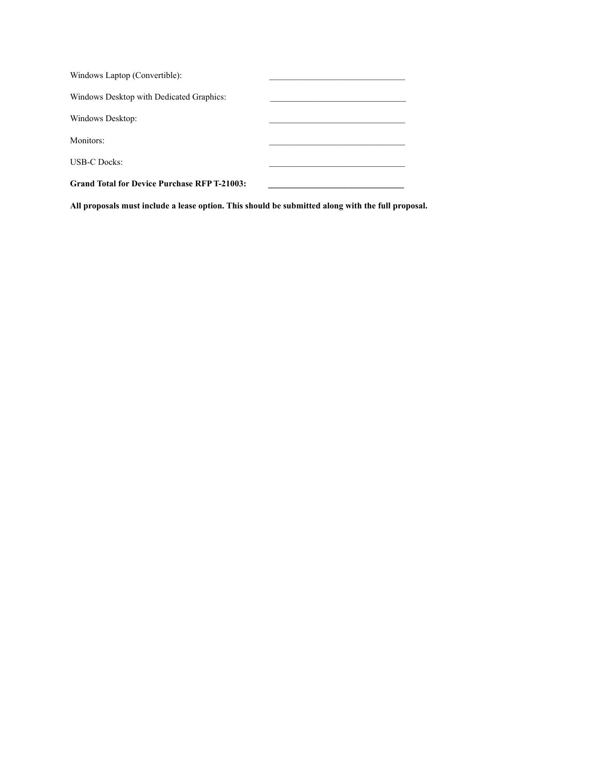Windows Laptop (Convertible): _______________________________

Windows Desktop with Dedicated Graphics: _______________________________

Windows Desktop: _______________________________

Monitors: _______________________________

USB-C Docks: _______________________________

**Grand Total for Device Purchase RFP T-21003: _______________________________**

**All proposals must include a lease option. This should be submitted along with the full proposal.**